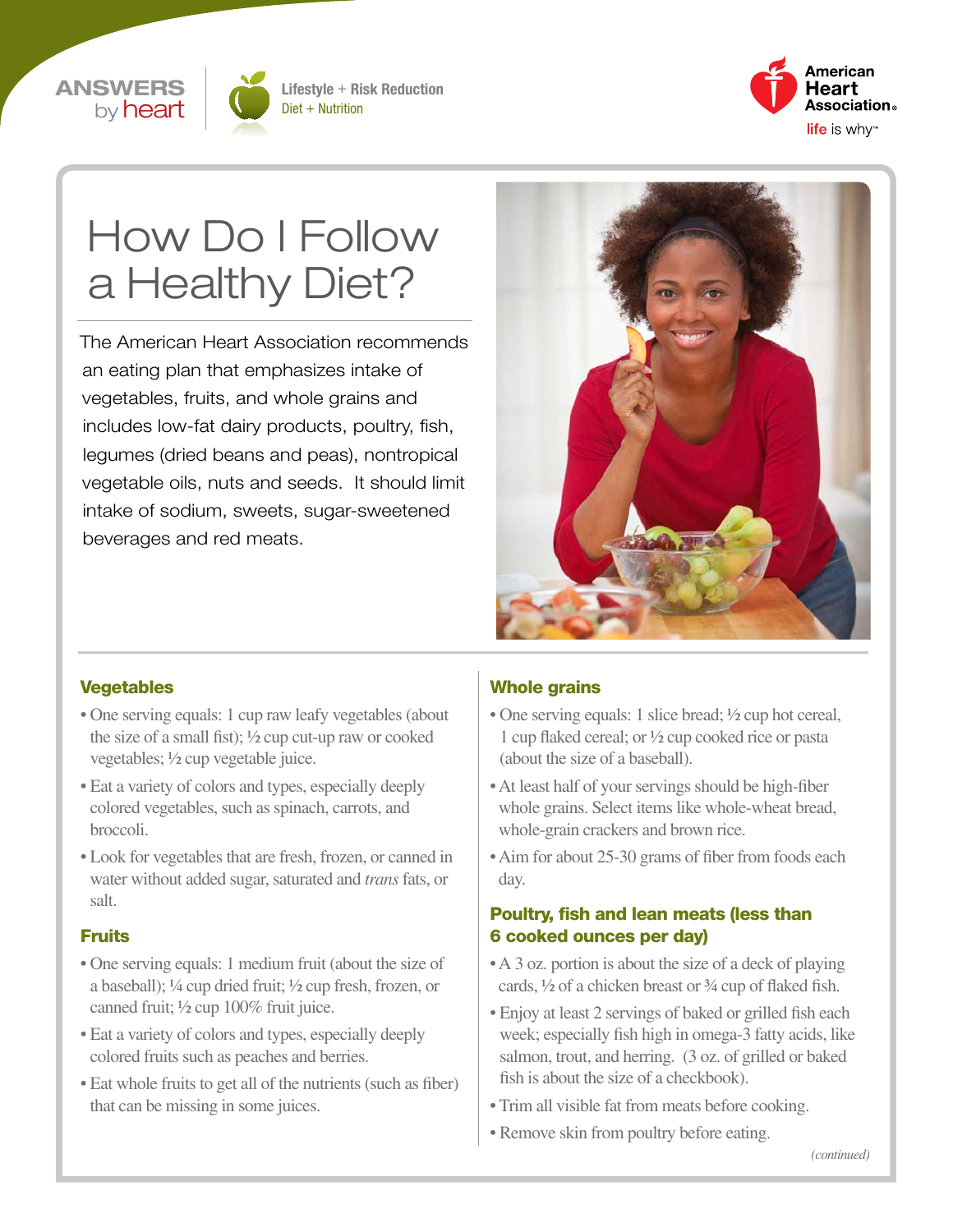ANSWERS by heart

Lifestyle + Risk Reduction
Diet + Nutrition

# How Do I Follow a Healthy Diet?

The American Heart Association recommends an eating plan that emphasizes intake of vegetables, fruits, and whole grains and includes low-fat dairy products, poultry, fish, legumes (dried beans and peas), nontropical vegetable oils, nuts and seeds. It should limit intake of sodium, sweets, sugar-sweetened beverages and red meats.

### Vegetables

- One serving equals: 1 cup raw leafy vegetables (about the size of a small fist); ½ cup cut-up raw or cooked vegetables; ½ cup vegetable juice.
- Eat a variety of colors and types, especially deeply colored vegetables, such as spinach, carrots, and broccoli.
- Look for vegetables that are fresh, frozen, or canned in water without added sugar, saturated and *trans* fats, or salt.

### Fruits

- One serving equals: 1 medium fruit (about the size of a baseball); ¼ cup dried fruit; ½ cup fresh, frozen, or canned fruit; ½ cup 100% fruit juice.
- Eat a variety of colors and types, especially deeply colored fruits such as peaches and berries.
- Eat whole fruits to get all of the nutrients (such as fiber) that can be missing in some juices.

### Whole grains

- One serving equals: 1 slice bread; ½ cup hot cereal, 1 cup flaked cereal; or ½ cup cooked rice or pasta (about the size of a baseball).
- At least half of your servings should be high-fiber whole grains. Select items like whole-wheat bread, whole-grain crackers and brown rice.
- Aim for about 25-30 grams of fiber from foods each day.

### Poultry, fish and lean meats (less than 6 cooked ounces per day)

- A 3 oz. portion is about the size of a deck of playing cards, ½ of a chicken breast or ¾ cup of flaked fish.
- Enjoy at least 2 servings of baked or grilled fish each week; especially fish high in omega-3 fatty acids, like salmon, trout, and herring. (3 oz. of grilled or baked fish is about the size of a checkbook).
- Trim all visible fat from meats before cooking.
- Remove skin from poultry before eating.

*(continued)*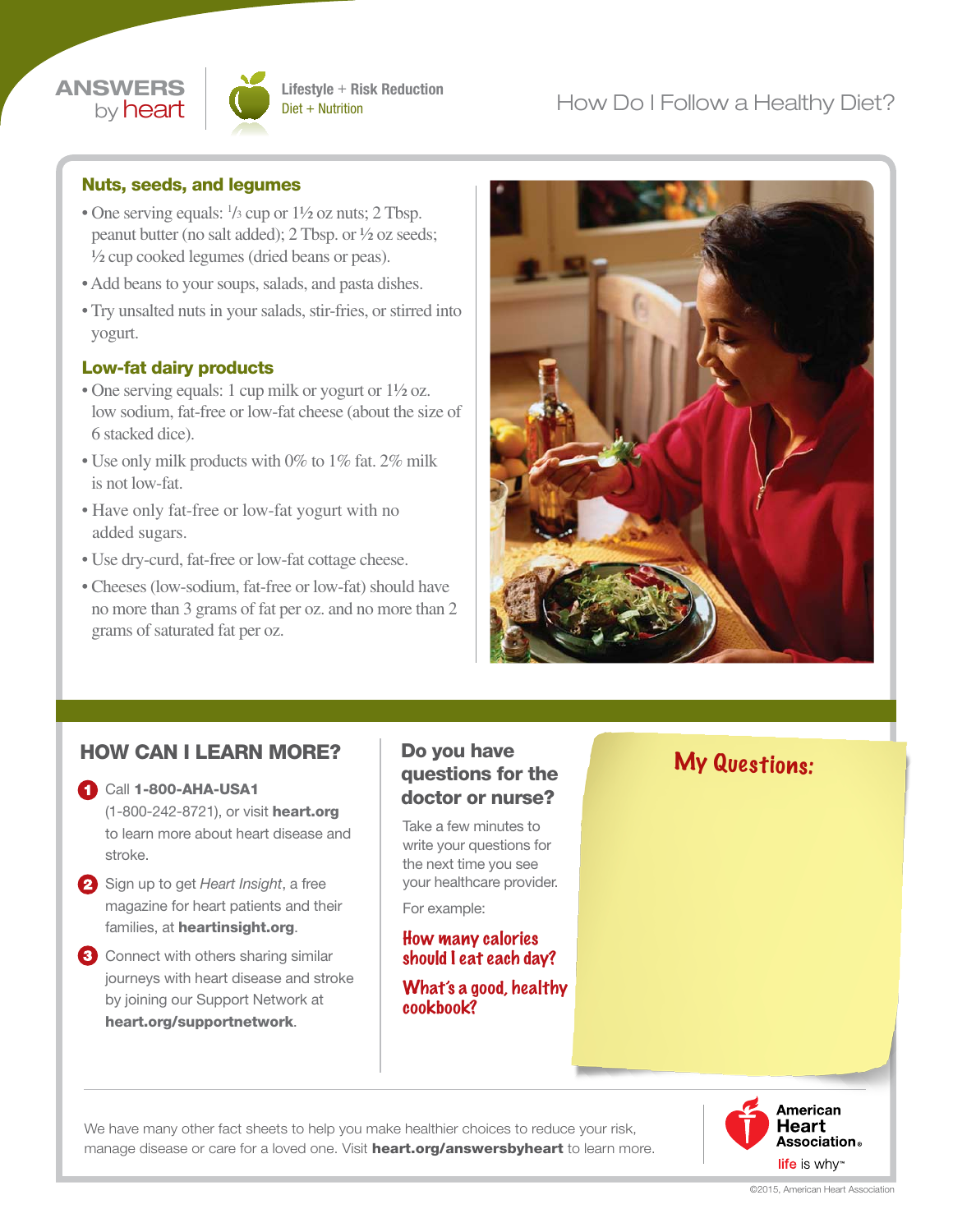## Nuts, seeds, and legumes

- One serving equals: 1/3 cup or 1½ oz nuts; 2 Tbsp. peanut butter (no salt added); 2 Tbsp. or ½ oz seeds; ½ cup cooked legumes (dried beans or peas).
- Add beans to your soups, salads, and pasta dishes.
- Try unsalted nuts in your salads, stir-fries, or stirred into yogurt.

## Low-fat dairy products

- One serving equals: 1 cup milk or yogurt or 1½ oz. low sodium, fat-free or low-fat cheese (about the size of 6 stacked dice).
- Use only milk products with 0% to 1% fat. 2% milk is not low-fat.
- Have only fat-free or low-fat yogurt with no added sugars.
- Use dry-curd, fat-free or low-fat cottage cheese.
- Cheeses (low-sodium, fat-free or low-fat) should have no more than 3 grams of fat per oz. and no more than 2 grams of saturated fat per oz.

## HOW CAN I LEARN MORE?

1. Call **1-800-AHA-USA1** (1-800-242-8721), or visit **heart.org** to learn more about heart disease and stroke.
2. Sign up to get *Heart Insight*, a free magazine for heart patients and their families, at **heartinsight.org**.
3. Connect with others sharing similar journeys with heart disease and stroke by joining our Support Network at **heart.org/supportnetwork**.

## Do you have questions for the doctor or nurse?

Take a few minutes to write your questions for the next time you see your healthcare provider.

For example:

**How many calories should I eat each day?**

**What's a good, healthy cookbook?**

**My Questions:**

We have many other fact sheets to help you make healthier choices to reduce your risk, manage disease or care for a loved one. Visit **heart.org/answersbyheart** to learn more.

©2015, American Heart Association